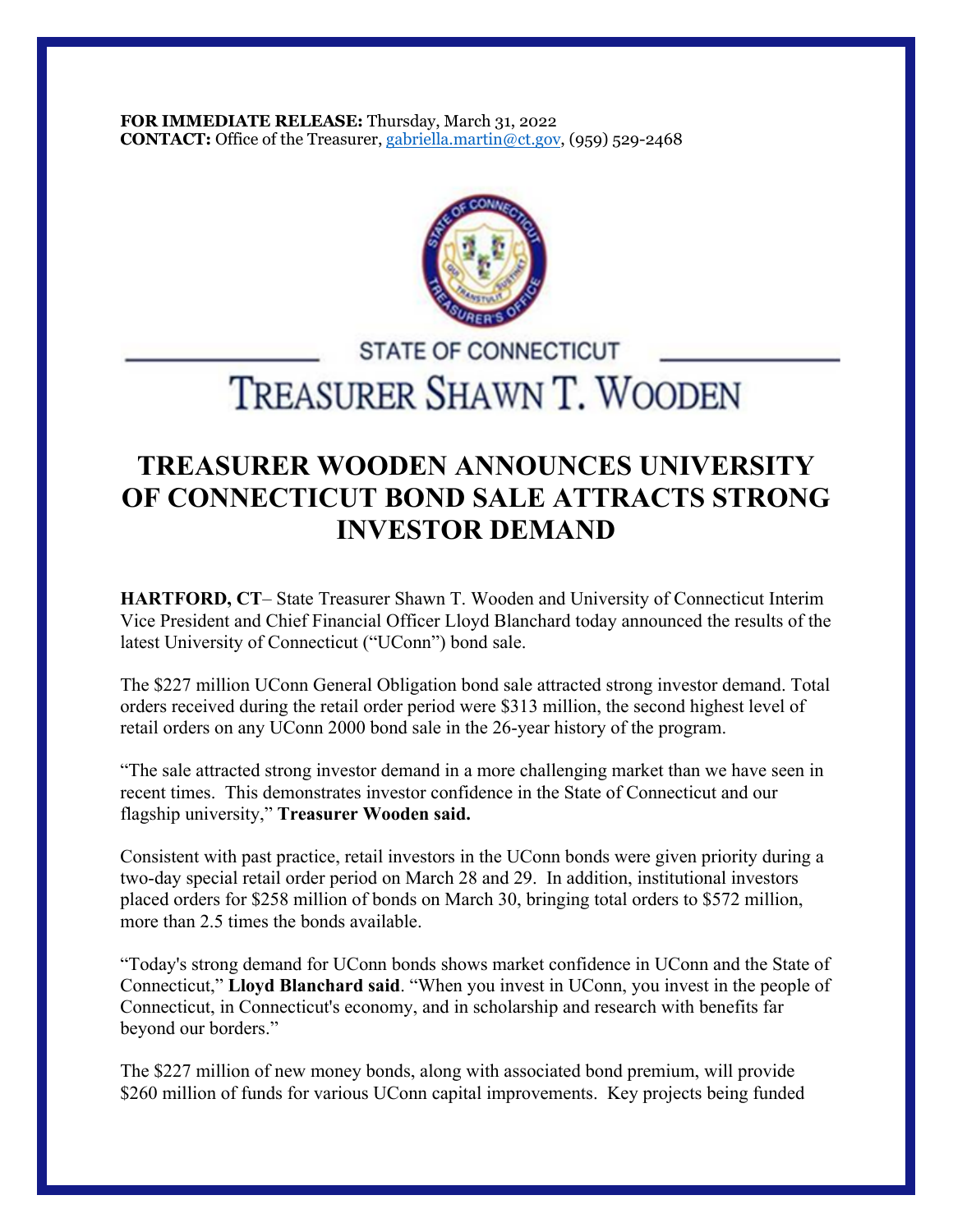**FOR IMMEDIATE RELEASE:** Thursday, March 31, 2022
**CONTACT:** Office of the Treasurer, gabriella.martin@ct.gov, (959) 529-2468

STATE OF CONNECTICUT

TREASURER SHAWN T. WOODEN

# TREASURER WOODEN ANNOUNCES UNIVERSITY OF CONNECTICUT BOND SALE ATTRACTS STRONG INVESTOR DEMAND

**HARTFORD, CT**– State Treasurer Shawn T. Wooden and University of Connecticut Interim Vice President and Chief Financial Officer Lloyd Blanchard today announced the results of the latest University of Connecticut ("UConn") bond sale.

The $227 million UConn General Obligation bond sale attracted strong investor demand. Total orders received during the retail order period were $313 million, the second highest level of retail orders on any UConn 2000 bond sale in the 26-year history of the program.

"The sale attracted strong investor demand in a more challenging market than we have seen in recent times. This demonstrates investor confidence in the State of Connecticut and our flagship university," **Treasurer Wooden said.**

Consistent with past practice, retail investors in the UConn bonds were given priority during a two-day special retail order period on March 28 and 29. In addition, institutional investors placed orders for $258 million of bonds on March 30, bringing total orders to $572 million, more than 2.5 times the bonds available.

"Today's strong demand for UConn bonds shows market confidence in UConn and the State of Connecticut," **Lloyd Blanchard said**. "When you invest in UConn, you invest in the people of Connecticut, in Connecticut's economy, and in scholarship and research with benefits far beyond our borders."

The $227 million of new money bonds, along with associated bond premium, will provide $260 million of funds for various UConn capital improvements. Key projects being funded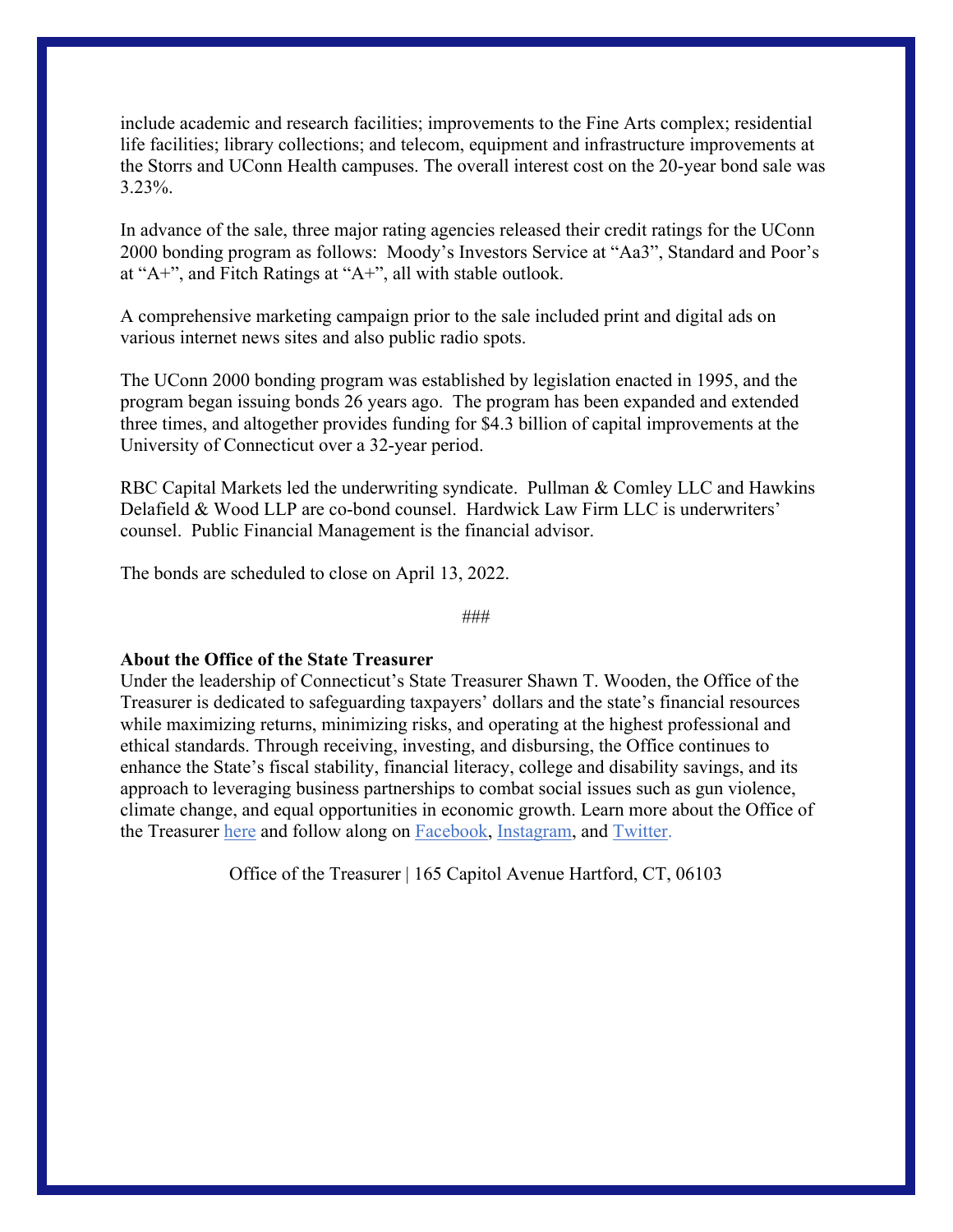include academic and research facilities; improvements to the Fine Arts complex; residential life facilities; library collections; and telecom, equipment and infrastructure improvements at the Storrs and UConn Health campuses. The overall interest cost on the 20-year bond sale was 3.23%.

In advance of the sale, three major rating agencies released their credit ratings for the UConn 2000 bonding program as follows: Moody's Investors Service at "Aa3", Standard and Poor's at "A+", and Fitch Ratings at "A+", all with stable outlook.

A comprehensive marketing campaign prior to the sale included print and digital ads on various internet news sites and also public radio spots.

The UConn 2000 bonding program was established by legislation enacted in 1995, and the program began issuing bonds 26 years ago. The program has been expanded and extended three times, and altogether provides funding for $4.3 billion of capital improvements at the University of Connecticut over a 32-year period.

RBC Capital Markets led the underwriting syndicate. Pullman & Comley LLC and Hawkins Delafield & Wood LLP are co-bond counsel. Hardwick Law Firm LLC is underwriters' counsel. Public Financial Management is the financial advisor.

The bonds are scheduled to close on April 13, 2022.

###

**About the Office of the State Treasurer**
Under the leadership of Connecticut's State Treasurer Shawn T. Wooden, the Office of the Treasurer is dedicated to safeguarding taxpayers' dollars and the state's financial resources while maximizing returns, minimizing risks, and operating at the highest professional and ethical standards. Through receiving, investing, and disbursing, the Office continues to enhance the State's fiscal stability, financial literacy, college and disability savings, and its approach to leveraging business partnerships to combat social issues such as gun violence, climate change, and equal opportunities in economic growth. Learn more about the Office of the Treasurer here and follow along on Facebook, Instagram, and Twitter.

Office of the Treasurer | 165 Capitol Avenue Hartford, CT, 06103